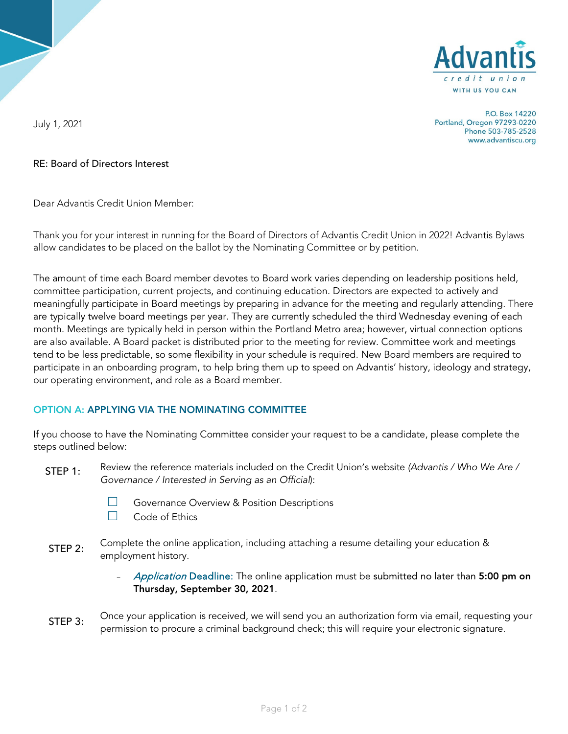Advantis credit union
WITH US YOU CAN

P.O. Box 14220
Portland, Oregon 97293-0220
Phone 503-785-2528
www.advantiscu.org

July 1, 2021

RE: Board of Directors Interest

Dear Advantis Credit Union Member:

Thank you for your interest in running for the Board of Directors of Advantis Credit Union in 2022! Advantis Bylaws allow candidates to be placed on the ballot by the Nominating Committee or by petition.

The amount of time each Board member devotes to Board work varies depending on leadership positions held, committee participation, current projects, and continuing education. Directors are expected to actively and meaningfully participate in Board meetings by preparing in advance for the meeting and regularly attending. There are typically twelve board meetings per year. They are currently scheduled the third Wednesday evening of each month. Meetings are typically held in person within the Portland Metro area; however, virtual connection options are also available. A Board packet is distributed prior to the meeting for review. Committee work and meetings tend to be less predictable, so some flexibility in your schedule is required. New Board members are required to participate in an onboarding program, to help bring them up to speed on Advantis' history, ideology and strategy, our operating environment, and role as a Board member.

## OPTION A: APPLYING VIA THE NOMINATING COMMITTEE

If you choose to have the Nominating Committee consider your request to be a candidate, please complete the steps outlined below:

**STEP 1:** Review the reference materials included on the Credit Union's website *(Advantis / Who We Are / Governance / Interested in Serving as an Official)*:

- ☐ Governance Overview & Position Descriptions
- ☐ Code of Ethics

**STEP 2:** Complete the online application, including attaching a resume detailing your education & employment history.

- *Application* Deadline: The online application must be submitted no later than **5:00 pm on Thursday, September 30, 2021**.

**STEP 3:** Once your application is received, we will send you an authorization form via email, requesting your permission to procure a criminal background check; this will require your electronic signature.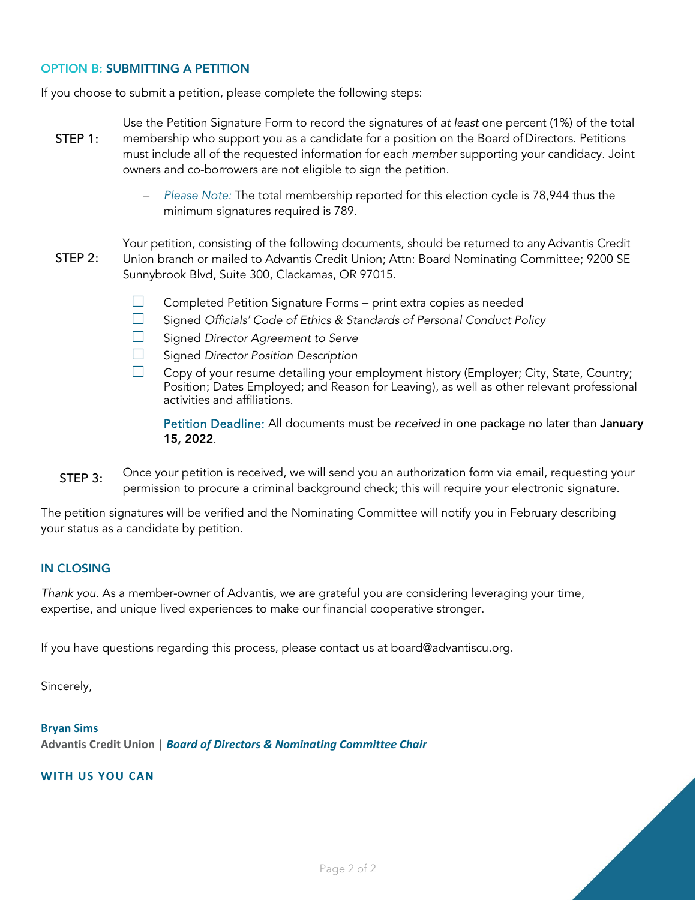### OPTION B: SUBMITTING A PETITION

If you choose to submit a petition, please complete the following steps:

**STEP 1:** Use the Petition Signature Form to record the signatures of *at least* one percent (1%) of the total membership who support you as a candidate for a position on the Board of Directors. Petitions must include all of the requested information for each *member* supporting your candidacy. Joint owners and co-borrowers are not eligible to sign the petition.

- *Please Note:* The total membership reported for this election cycle is 78,944 thus the minimum signatures required is 789.

**STEP 2:** Your petition, consisting of the following documents, should be returned to any Advantis Credit Union branch or mailed to Advantis Credit Union; Attn: Board Nominating Committee; 9200 SE Sunnybrook Blvd, Suite 300, Clackamas, OR 97015.

- ☐ Completed Petition Signature Forms – print extra copies as needed
- ☐ Signed *Officials' Code of Ethics & Standards of Personal Conduct Policy*
- ☐ Signed *Director Agreement to Serve*
- ☐ Signed *Director Position Description*
- ☐ Copy of your resume detailing your employment history (Employer; City, State, Country; Position; Dates Employed; and Reason for Leaving), as well as other relevant professional activities and affiliations.

- Petition Deadline: All documents must be *received* in one package no later than **January 15, 2022**.

**STEP 3:** Once your petition is received, we will send you an authorization form via email, requesting your permission to procure a criminal background check; this will require your electronic signature.

The petition signatures will be verified and the Nominating Committee will notify you in February describing your status as a candidate by petition.

### IN CLOSING

*Thank you*. As a member-owner of Advantis, we are grateful you are considering leveraging your time, expertise, and unique lived experiences to make our financial cooperative stronger.

If you have questions regarding this process, please contact us at board@advantiscu.org.

Sincerely,

**Bryan Sims**
**Advantis Credit Union** | ***Board of Directors & Nominating Committee Chair***

**WITH US YOU CAN**